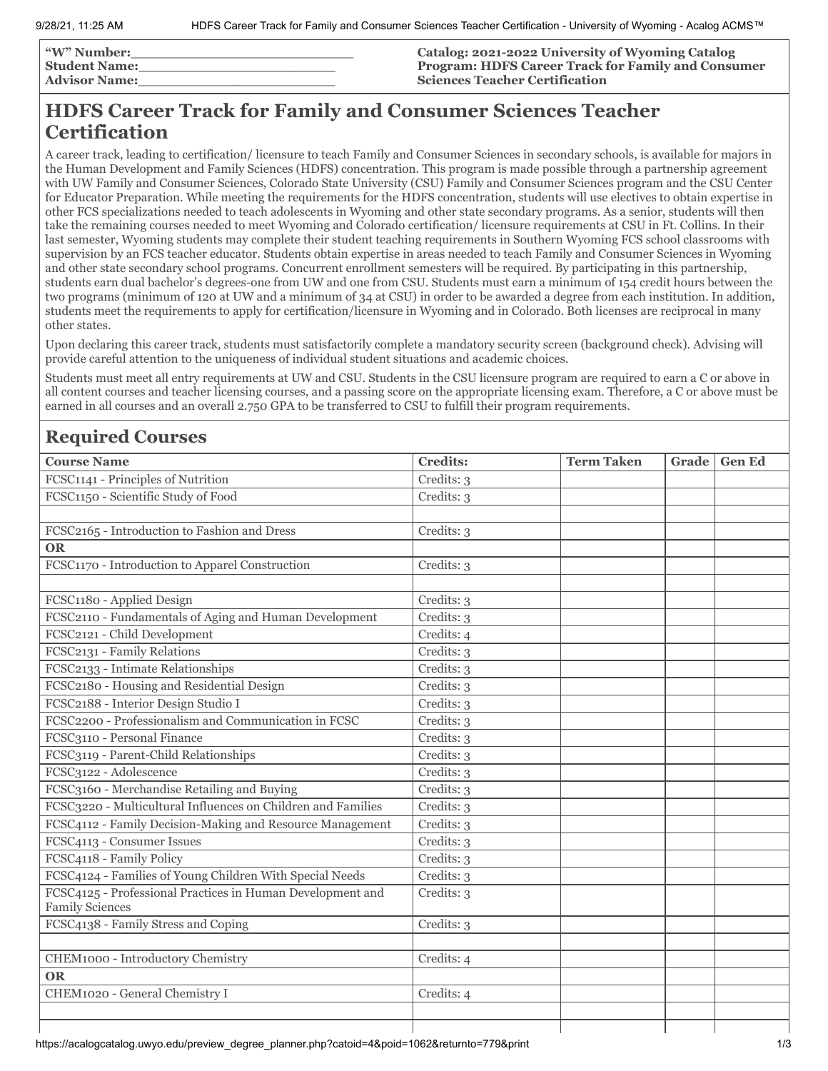**"W" Number:\_\_\_\_\_\_\_\_\_\_\_\_\_\_\_\_\_\_\_\_\_\_\_\_\_\_**
**Student Name:\_\_\_\_\_\_\_\_\_\_\_\_\_\_\_\_\_\_\_\_\_\_\_\_**
**Advisor Name:\_\_\_\_\_\_\_\_\_\_\_\_\_\_\_\_\_\_\_\_\_\_\_\_**

**Catalog: 2021-2022 University of Wyoming Catalog**
**Program: HDFS Career Track for Family and Consumer Sciences Teacher Certification**

# HDFS Career Track for Family and Consumer Sciences Teacher Certification

A career track, leading to certification/ licensure to teach Family and Consumer Sciences in secondary schools, is available for majors in the Human Development and Family Sciences (HDFS) concentration. This program is made possible through a partnership agreement with UW Family and Consumer Sciences, Colorado State University (CSU) Family and Consumer Sciences program and the CSU Center for Educator Preparation. While meeting the requirements for the HDFS concentration, students will use electives to obtain expertise in other FCS specializations needed to teach adolescents in Wyoming and other state secondary programs. As a senior, students will then take the remaining courses needed to meet Wyoming and Colorado certification/ licensure requirements at CSU in Ft. Collins. In their last semester, Wyoming students may complete their student teaching requirements in Southern Wyoming FCS school classrooms with supervision by an FCS teacher educator. Students obtain expertise in areas needed to teach Family and Consumer Sciences in Wyoming and other state secondary school programs. Concurrent enrollment semesters will be required. By participating in this partnership, students earn dual bachelor's degrees-one from UW and one from CSU. Students must earn a minimum of 154 credit hours between the two programs (minimum of 120 at UW and a minimum of 34 at CSU) in order to be awarded a degree from each institution. In addition, students meet the requirements to apply for certification/licensure in Wyoming and in Colorado. Both licenses are reciprocal in many other states.

Upon declaring this career track, students must satisfactorily complete a mandatory security screen (background check). Advising will provide careful attention to the uniqueness of individual student situations and academic choices.

Students must meet all entry requirements at UW and CSU. Students in the CSU licensure program are required to earn a C or above in all content courses and teacher licensing courses, and a passing score on the appropriate licensing exam. Therefore, a C or above must be earned in all courses and an overall 2.750 GPA to be transferred to CSU to fulfill their program requirements.

## Required Courses

| Course Name | Credits: | Term Taken | Grade | Gen Ed |
|---|---|---|---|---|
| FCSC1141 - Principles of Nutrition | Credits: 3 | | | |
| FCSC1150 - Scientific Study of Food | Credits: 3 | | | |
| | | | | |
| FCSC2165 - Introduction to Fashion and Dress | Credits: 3 | | | |
| **OR** | | | | |
| FCSC1170 - Introduction to Apparel Construction | Credits: 3 | | | |
| | | | | |
| FCSC1180 - Applied Design | Credits: 3 | | | |
| FCSC2110 - Fundamentals of Aging and Human Development | Credits: 3 | | | |
| FCSC2121 - Child Development | Credits: 4 | | | |
| FCSC2131 - Family Relations | Credits: 3 | | | |
| FCSC2133 - Intimate Relationships | Credits: 3 | | | |
| FCSC2180 - Housing and Residential Design | Credits: 3 | | | |
| FCSC2188 - Interior Design Studio I | Credits: 3 | | | |
| FCSC2200 - Professionalism and Communication in FCSC | Credits: 3 | | | |
| FCSC3110 - Personal Finance | Credits: 3 | | | |
| FCSC3119 - Parent-Child Relationships | Credits: 3 | | | |
| FCSC3122 - Adolescence | Credits: 3 | | | |
| FCSC3160 - Merchandise Retailing and Buying | Credits: 3 | | | |
| FCSC3220 - Multicultural Influences on Children and Families | Credits: 3 | | | |
| FCSC4112 - Family Decision-Making and Resource Management | Credits: 3 | | | |
| FCSC4113 - Consumer Issues | Credits: 3 | | | |
| FCSC4118 - Family Policy | Credits: 3 | | | |
| FCSC4124 - Families of Young Children With Special Needs | Credits: 3 | | | |
| FCSC4125 - Professional Practices in Human Development and Family Sciences | Credits: 3 | | | |
| FCSC4138 - Family Stress and Coping | Credits: 3 | | | |
| | | | | |
| CHEM1000 - Introductory Chemistry | Credits: 4 | | | |
| **OR** | | | | |
| CHEM1020 - General Chemistry I | Credits: 4 | | | |
| | | | | |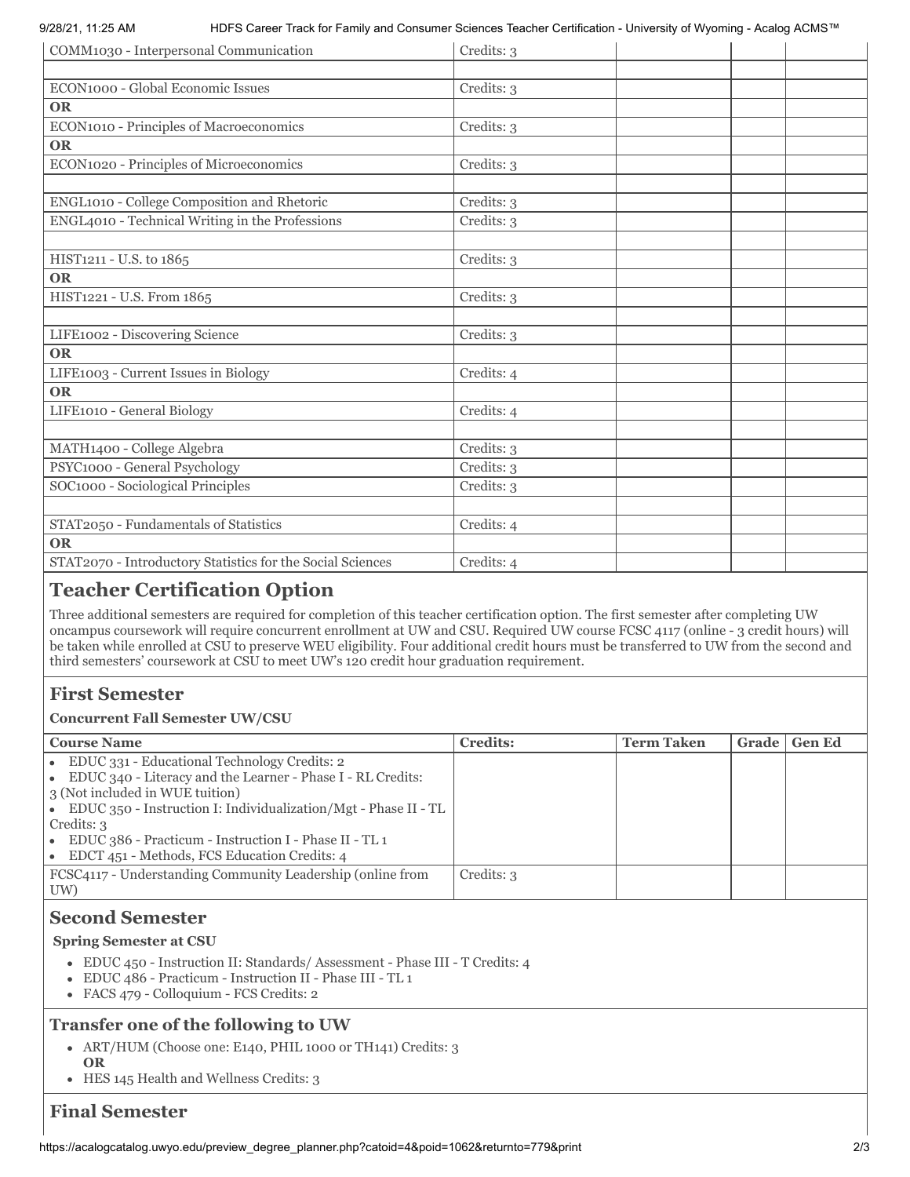| | | | | |
|---|---|---|---|---|
| COMM1030 - Interpersonal Communication | Credits: 3 | | | |
| | | | | |
| ECON1000 - Global Economic Issues | Credits: 3 | | | |
| **OR** | | | | |
| ECON1010 - Principles of Macroeconomics | Credits: 3 | | | |
| **OR** | | | | |
| ECON1020 - Principles of Microeconomics | Credits: 3 | | | |
| | | | | |
| ENGL1010 - College Composition and Rhetoric | Credits: 3 | | | |
| ENGL4010 - Technical Writing in the Professions | Credits: 3 | | | |
| | | | | |
| HIST1211 - U.S. to 1865 | Credits: 3 | | | |
| **OR** | | | | |
| HIST1221 - U.S. From 1865 | Credits: 3 | | | |
| | | | | |
| LIFE1002 - Discovering Science | Credits: 3 | | | |
| **OR** | | | | |
| LIFE1003 - Current Issues in Biology | Credits: 4 | | | |
| **OR** | | | | |
| LIFE1010 - General Biology | Credits: 4 | | | |
| | | | | |
| MATH1400 - College Algebra | Credits: 3 | | | |
| PSYC1000 - General Psychology | Credits: 3 | | | |
| SOC1000 - Sociological Principles | Credits: 3 | | | |
| | | | | |
| STAT2050 - Fundamentals of Statistics | Credits: 4 | | | |
| **OR** | | | | |
| STAT2070 - Introductory Statistics for the Social Sciences | Credits: 4 | | | |

## Teacher Certification Option

Three additional semesters are required for completion of this teacher certification option. The first semester after completing UW oncampus coursework will require concurrent enrollment at UW and CSU. Required UW course FCSC 4117 (online - 3 credit hours) will be taken while enrolled at CSU to preserve WEU eligibility. Four additional credit hours must be transferred to UW from the second and third semesters' coursework at CSU to meet UW's 120 credit hour graduation requirement.

### First Semester

**Concurrent Fall Semester UW/CSU**

| Course Name | Credits: | Term Taken | Grade | Gen Ed |
|---|---|---|---|---|
| • EDUC 331 - Educational Technology Credits: 2<br>• EDUC 340 - Literacy and the Learner - Phase I - RL Credits: 3 (Not included in WUE tuition)<br>• EDUC 350 - Instruction I: Individualization/Mgt - Phase II - TL Credits: 3<br>• EDUC 386 - Practicum - Instruction I - Phase II - TL 1<br>• EDCT 451 - Methods, FCS Education Credits: 4 | | | | |
| FCSC4117 - Understanding Community Leadership (online from UW) | Credits: 3 | | | |

### Second Semester

**Spring Semester at CSU**

- EDUC 450 - Instruction II: Standards/ Assessment - Phase III - T Credits: 4
- EDUC 486 - Practicum - Instruction II - Phase III - TL 1
- FACS 479 - Colloquium - FCS Credits: 2

### Transfer one of the following to UW

- ART/HUM (Choose one: E140, PHIL 1000 or TH141) Credits: 3
  **OR**
- HES 145 Health and Wellness Credits: 3

### Final Semester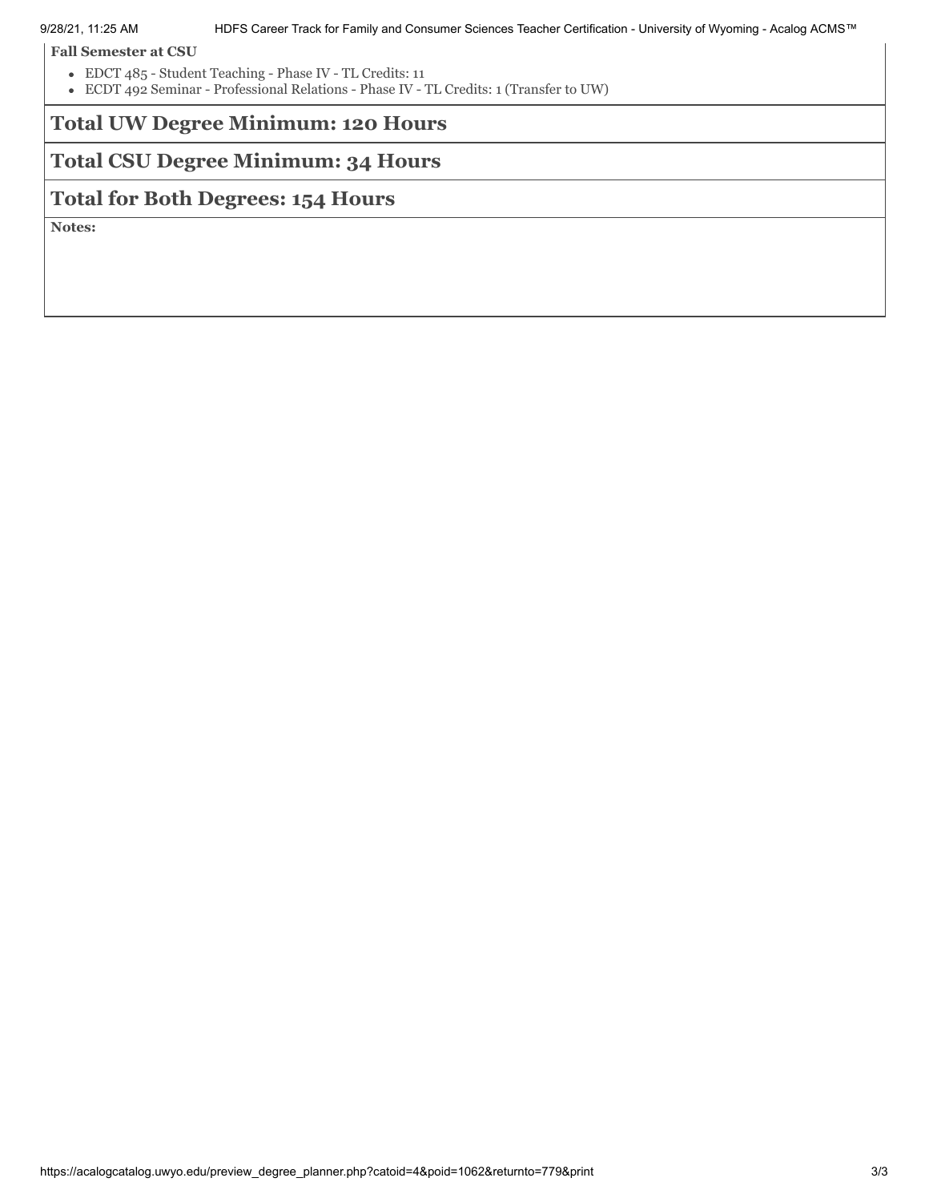**Fall Semester at CSU**

- EDCT 485 - Student Teaching - Phase IV - TL Credits: 11
- ECDT 492 Seminar - Professional Relations - Phase IV - TL Credits: 1 (Transfer to UW)

## Total UW Degree Minimum: 120 Hours

## Total CSU Degree Minimum: 34 Hours

## Total for Both Degrees: 154 Hours

**Notes:**